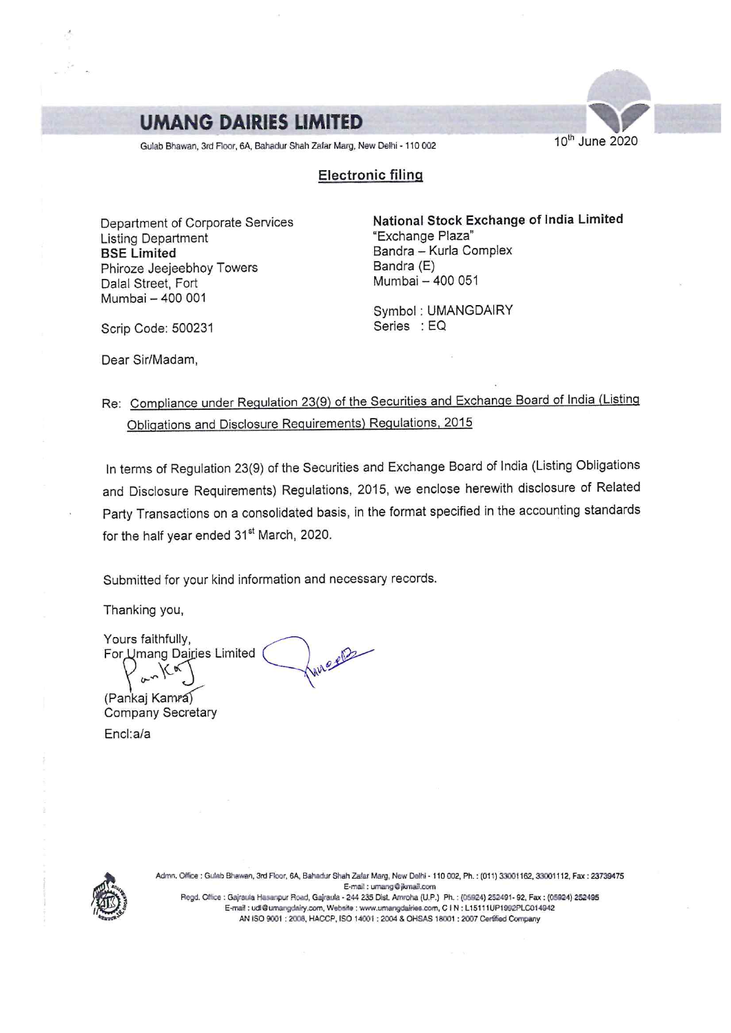# UMANG DAIRIES LIMITED

Gulab Bhawan, 3rd Floor, 6A, Bahadur Shah Zafar Marg, New Delhi - 110 002

10th June 2020

**Electronic filing**

Department of Corporate Services
Listing Department
**BSE Limited**
Phiroze Jeejeebhoy Towers
Dalal Street, Fort
Mumbai – 400 001

Scrip Code: 500231

**National Stock Exchange of India Limited**
"Exchange Plaza"
Bandra – Kurla Complex
Bandra (E)
Mumbai – 400 051

Symbol : UMANGDAIRY
Series : EQ

Dear Sir/Madam,

Re: Compliance under Regulation 23(9) of the Securities and Exchange Board of India (Listing Obligations and Disclosure Requirements) Regulations, 2015

In terms of Regulation 23(9) of the Securities and Exchange Board of India (Listing Obligations and Disclosure Requirements) Regulations, 2015, we enclose herewith disclosure of Related Party Transactions on a consolidated basis, in the format specified in the accounting standards for the half year ended 31st March, 2020.

Submitted for your kind information and necessary records.

Thanking you,

Yours faithfully,
For Umang Dairies Limited

(Pankaj Kamra)
Company Secretary

Encl:a/a

Admn. Office : Gulab Bhawan, 3rd Floor, 6A, Bahadur Shah Zafar Marg, New Delhi - 110 002, Ph. : (011) 33001162, 33001112, Fax : 23739475
E-mail : umang@jkmail.com
Regd. Office : Gajraula Hasanpur Road, Gajraula - 244 235 Dist. Amroha (U.P.) Ph. : (05924) 252491- 92, Fax : (05924) 252495
E-mail : udl@umangdairy.com, Website : www.umangdairies.com, C I N : L15111UP1992PLC014942
AN ISO 9001 : 2008, HACCP, ISO 14001 : 2004 & OHSAS 18001 : 2007 Certified Company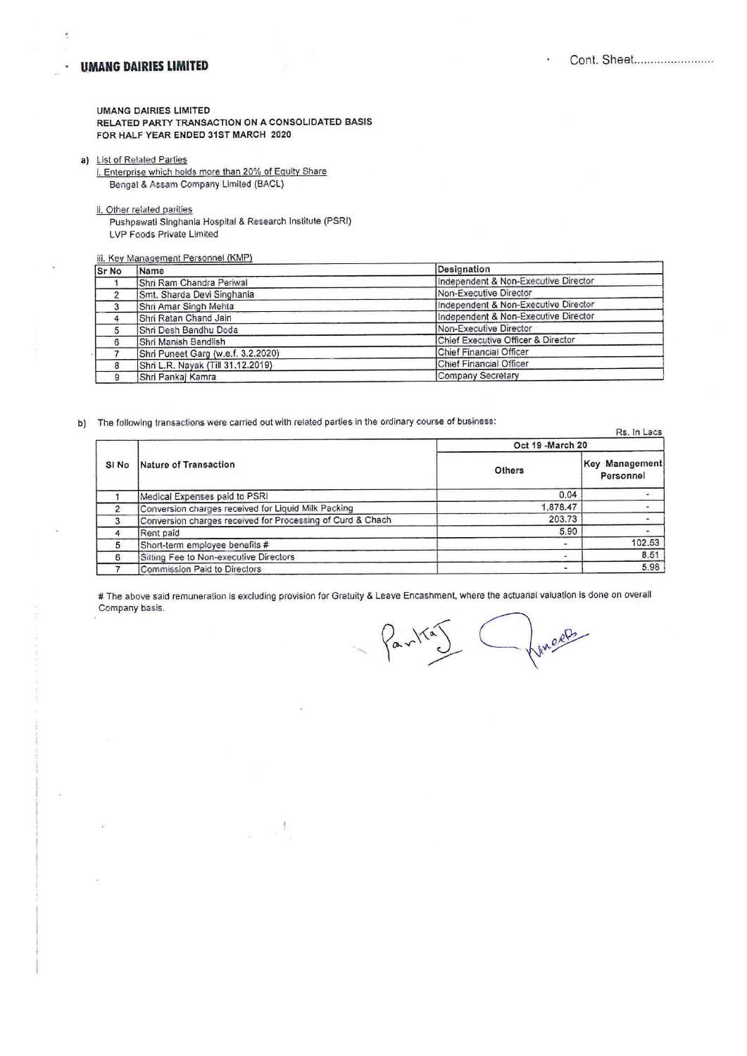UMANG DAIRIES LIMITED

RELATED PARTY TRANSACTION ON A CONSOLIDATED BASIS

FOR HALF YEAR ENDED 31ST MARCH 2020

a) List of Related Parties

i. Enterprise which holds more than 20% of Equity Share

Bengal & Assam Company Limited (BACL)

ii. Other related parities

Pushpawati Singhania Hospital & Research Institute (PSRI)

LVP Foods Private Limited

iii. Key Management Personnel (KMP)

| Sr No | Name | Designation |
|---|---|---|
| 1 | Shri Ram Chandra Periwal | Independent & Non-Executive Director |
| 2 | Smt. Sharda Devi Singhania | Non-Executive Director |
| 3 | Shri Amar Singh Mehta | Independent & Non-Executive Director |
| 4 | Shri Ratan Chand Jain | Independent & Non-Executive Director |
| 5 | Shri Desh Bandhu Doda | Non-Executive Director |
| 6 | Shri Manish Bandlish | Chief Executive Officer & Director |
| 7 | Shri Puneet Garg (w.e.f. 3.2.2020) | Chief Financial Officer |
| 8 | Shri L.R. Nayak (Till 31.12.2019) | Chief Financial Officer |
| 9 | Shri Pankaj Kamra | Company Secretary |

b) The following transactions were carried out with related parties in the ordinary course of business:

Rs. In Lacs

| Sl No | Nature of Transaction | Oct 19 -March 20 | |
|---|---|---|---|
| | | Others | Key Management Personnel |
| 1 | Medical Expenses paid to PSRI | 0.04 | - |
| 2 | Conversion charges received for Liquid Milk Packing | 1,878.47 | - |
| 3 | Conversion charges received for Processing of Curd & Chach | 203.73 | - |
| 4 | Rent paid | 5.90 | - |
| 5 | Short-term employee benefits # | - | 102.53 |
| 6 | Sitting Fee to Non-executive Directors | - | 8.51 |
| 7 | Commission Paid to Directors | - | 5.98 |

# The above said remuneration is excluding provision for Gratuity & Leave Encashment, where the actuarial valuation is done on overall Company basis.